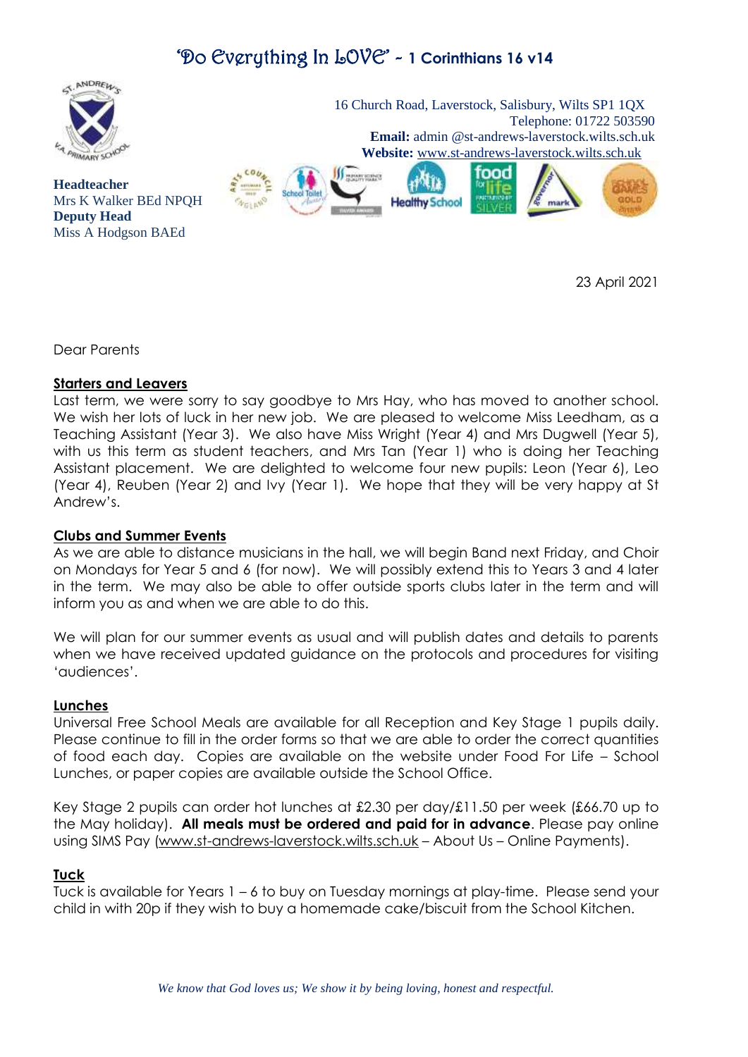# 'Do Everything In LOVE' ~ 1 Corinthians 16 v14

16 Church Road, Laverstock, Salisbury, Wilts SP1 1QX
Telephone: 01722 503590
**Email:** admin @st-andrews-laverstock.wilts.sch.uk
**Website:** www.st-andrews-laverstock.wilts.sch.uk

**Headteacher**
Mrs K Walker BEd NPQH
**Deputy Head**
Miss A Hodgson BAEd

23 April 2021

Dear Parents

**Starters and Leavers**

Last term, we were sorry to say goodbye to Mrs Hay, who has moved to another school. We wish her lots of luck in her new job. We are pleased to welcome Miss Leedham, as a Teaching Assistant (Year 3). We also have Miss Wright (Year 4) and Mrs Dugwell (Year 5), with us this term as student teachers, and Mrs Tan (Year 1) who is doing her Teaching Assistant placement. We are delighted to welcome four new pupils: Leon (Year 6), Leo (Year 4), Reuben (Year 2) and Ivy (Year 1). We hope that they will be very happy at St Andrew's.

**Clubs and Summer Events**

As we are able to distance musicians in the hall, we will begin Band next Friday, and Choir on Mondays for Year 5 and 6 (for now). We will possibly extend this to Years 3 and 4 later in the term. We may also be able to offer outside sports clubs later in the term and will inform you as and when we are able to do this.

We will plan for our summer events as usual and will publish dates and details to parents when we have received updated guidance on the protocols and procedures for visiting 'audiences'.

**Lunches**

Universal Free School Meals are available for all Reception and Key Stage 1 pupils daily. Please continue to fill in the order forms so that we are able to order the correct quantities of food each day. Copies are available on the website under Food For Life – School Lunches, or paper copies are available outside the School Office.

Key Stage 2 pupils can order hot lunches at £2.30 per day/£11.50 per week (£66.70 up to the May holiday). **All meals must be ordered and paid for in advance**. Please pay online using SIMS Pay (www.st-andrews-laverstock.wilts.sch.uk – About Us – Online Payments).

**Tuck**

Tuck is available for Years 1 – 6 to buy on Tuesday mornings at play-time. Please send your child in with 20p if they wish to buy a homemade cake/biscuit from the School Kitchen.

*We know that God loves us; We show it by being loving, honest and respectful.*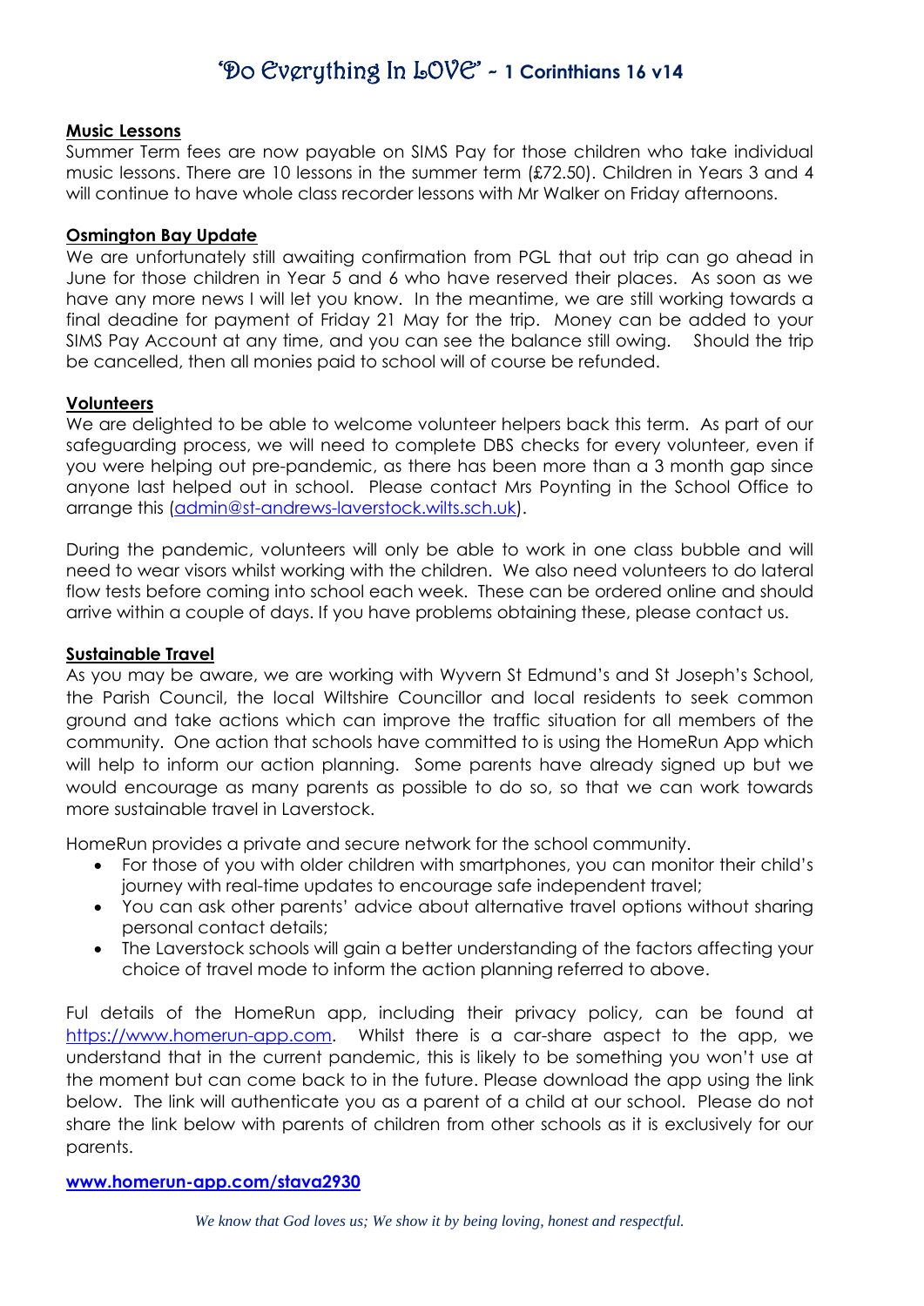**Music Lessons**
Summer Term fees are now payable on SIMS Pay for those children who take individual music lessons. There are 10 lessons in the summer term (£72.50). Children in Years 3 and 4 will continue to have whole class recorder lessons with Mr Walker on Friday afternoons.

**Osmington Bay Update**
We are unfortunately still awaiting confirmation from PGL that out trip can go ahead in June for those children in Year 5 and 6 who have reserved their places. As soon as we have any more news I will let you know. In the meantime, we are still working towards a final deadine for payment of Friday 21 May for the trip. Money can be added to your SIMS Pay Account at any time, and you can see the balance still owing. Should the trip be cancelled, then all monies paid to school will of course be refunded.

**Volunteers**
We are delighted to be able to welcome volunteer helpers back this term. As part of our safeguarding process, we will need to complete DBS checks for every volunteer, even if you were helping out pre-pandemic, as there has been more than a 3 month gap since anyone last helped out in school. Please contact Mrs Poynting in the School Office to arrange this (admin@st-andrews-laverstock.wilts.sch.uk).

During the pandemic, volunteers will only be able to work in one class bubble and will need to wear visors whilst working with the children. We also need volunteers to do lateral flow tests before coming into school each week. These can be ordered online and should arrive within a couple of days. If you have problems obtaining these, please contact us.

**Sustainable Travel**
As you may be aware, we are working with Wyvern St Edmund's and St Joseph's School, the Parish Council, the local Wiltshire Councillor and local residents to seek common ground and take actions which can improve the traffic situation for all members of the community. One action that schools have committed to is using the HomeRun App which will help to inform our action planning. Some parents have already signed up but we would encourage as many parents as possible to do so, so that we can work towards more sustainable travel in Laverstock.

HomeRun provides a private and secure network for the school community.

- For those of you with older children with smartphones, you can monitor their child's journey with real-time updates to encourage safe independent travel;
- You can ask other parents' advice about alternative travel options without sharing personal contact details;
- The Laverstock schools will gain a better understanding of the factors affecting your choice of travel mode to inform the action planning referred to above.

Ful details of the HomeRun app, including their privacy policy, can be found at https://www.homerun-app.com. Whilst there is a car-share aspect to the app, we understand that in the current pandemic, this is likely to be something you won't use at the moment but can come back to in the future. Please download the app using the link below. The link will authenticate you as a parent of a child at our school. Please do not share the link below with parents of children from other schools as it is exclusively for our parents.

**www.homerun-app.com/stava2930**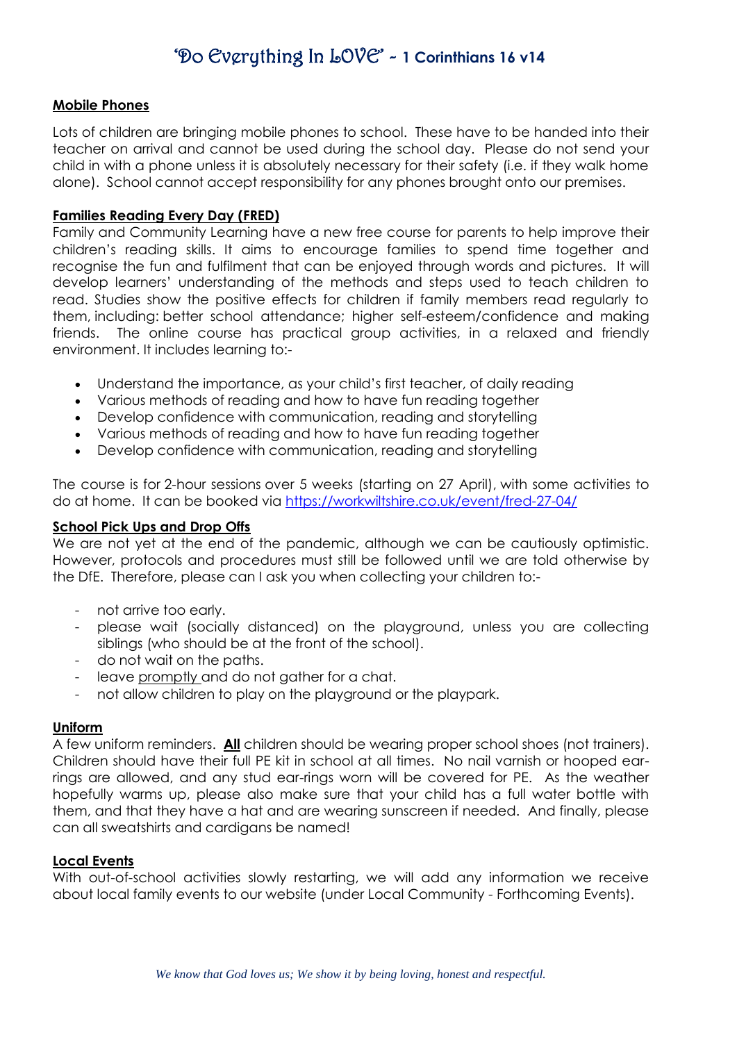## 'Do Everything In LOVE' - 1 Corinthians 16 v14

**Mobile Phones**

Lots of children are bringing mobile phones to school. These have to be handed into their teacher on arrival and cannot be used during the school day. Please do not send your child in with a phone unless it is absolutely necessary for their safety (i.e. if they walk home alone). School cannot accept responsibility for any phones brought onto our premises.

**Families Reading Every Day (FRED)**

Family and Community Learning have a new free course for parents to help improve their children's reading skills. It aims to encourage families to spend time together and recognise the fun and fulfilment that can be enjoyed through words and pictures. It will develop learners' understanding of the methods and steps used to teach children to read. Studies show the positive effects for children if family members read regularly to them, including: better school attendance; higher self-esteem/confidence and making friends. The online course has practical group activities, in a relaxed and friendly environment. It includes learning to:-

- Understand the importance, as your child's first teacher, of daily reading
- Various methods of reading and how to have fun reading together
- Develop confidence with communication, reading and storytelling
- Various methods of reading and how to have fun reading together
- Develop confidence with communication, reading and storytelling

The course is for 2-hour sessions over 5 weeks (starting on 27 April), with some activities to do at home. It can be booked via https://workwiltshire.co.uk/event/fred-27-04/

**School Pick Ups and Drop Offs**

We are not yet at the end of the pandemic, although we can be cautiously optimistic. However, protocols and procedures must still be followed until we are told otherwise by the DfE. Therefore, please can I ask you when collecting your children to:-

- not arrive too early.
- please wait (socially distanced) on the playground, unless you are collecting siblings (who should be at the front of the school).
- do not wait on the paths.
- leave promptly and do not gather for a chat.
- not allow children to play on the playground or the playpark.

**Uniform**

A few uniform reminders. **All** children should be wearing proper school shoes (not trainers). Children should have their full PE kit in school at all times. No nail varnish or hooped ear-rings are allowed, and any stud ear-rings worn will be covered for PE. As the weather hopefully warms up, please also make sure that your child has a full water bottle with them, and that they have a hat and are wearing sunscreen if needed. And finally, please can all sweatshirts and cardigans be named!

**Local Events**

With out-of-school activities slowly restarting, we will add any information we receive about local family events to our website (under Local Community - Forthcoming Events).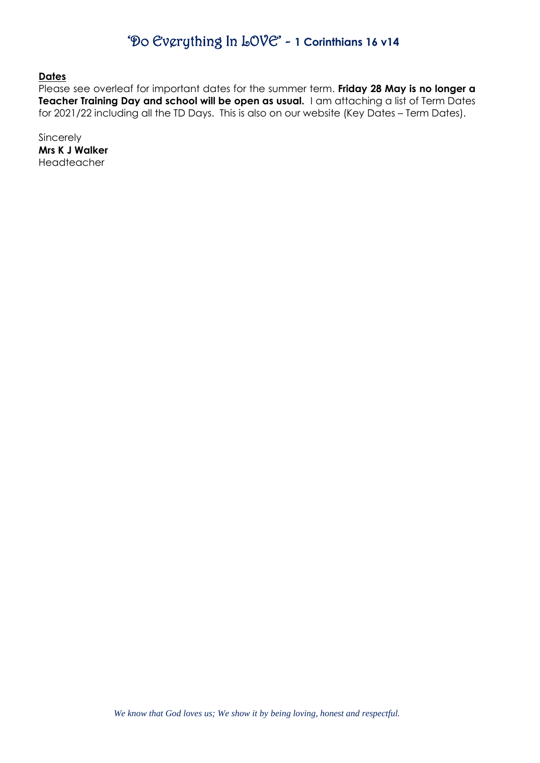**Dates**

Please see overleaf for important dates for the summer term. **Friday 28 May is no longer a Teacher Training Day and school will be open as usual.** I am attaching a list of Term Dates for 2021/22 including all the TD Days. This is also on our website (Key Dates – Term Dates).

Sincerely
**Mrs K J Walker**
Headteacher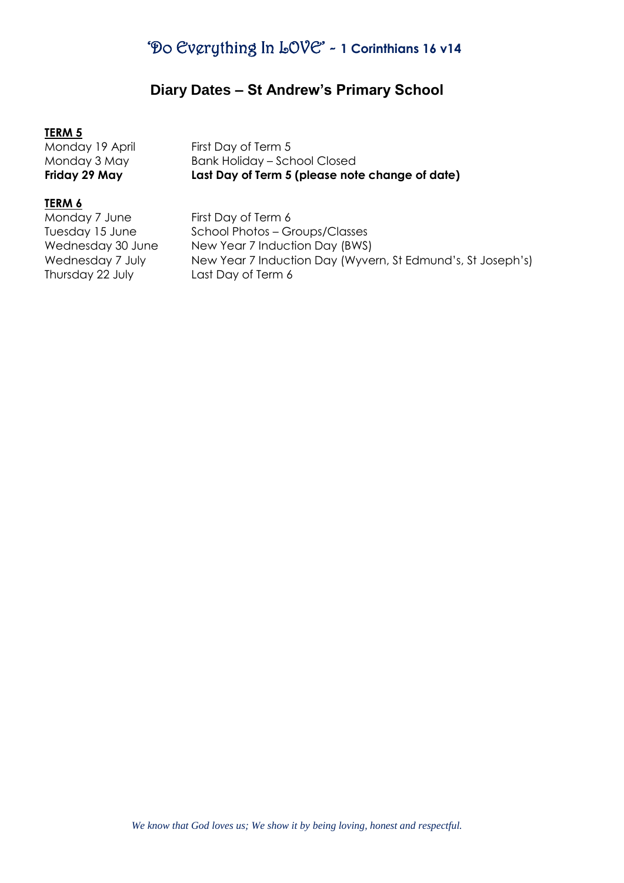# 'Do Everything In LOVE' - 1 Corinthians 16 v14

## Diary Dates – St Andrew's Primary School

**TERM 5**

| | |
|---|---|
| Monday 19 April | First Day of Term 5 |
| Monday 3 May | Bank Holiday – School Closed |
| **Friday 29 May** | **Last Day of Term 5 (please note change of date)** |

**TERM 6**

| | |
|---|---|
| Monday 7 June | First Day of Term 6 |
| Tuesday 15 June | School Photos – Groups/Classes |
| Wednesday 30 June | New Year 7 Induction Day (BWS) |
| Wednesday 7 July | New Year 7 Induction Day (Wyvern, St Edmund's, St Joseph's) |
| Thursday 22 July | Last Day of Term 6 |

*We know that God loves us; We show it by being loving, honest and respectful.*